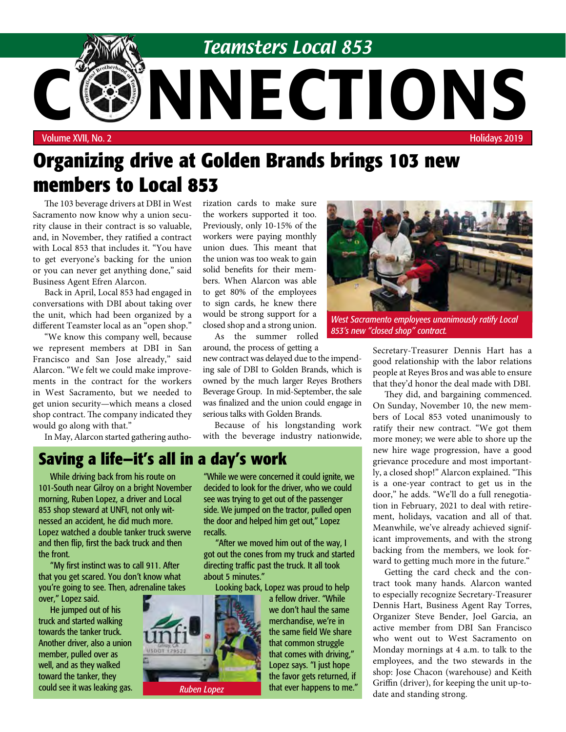# Teamsters Local 853 CONNECTIONS

Volume XVII, No. 2 — Holidays 2019

## Organizing drive at Golden Brands brings 103 new members to Local 853

The 103 beverage drivers at DBI in West Sacramento now know why a union security clause in their contract is so valuable, and, in November, they ratified a contract with Local 853 that includes it. "You have to get everyone's backing for the union or you can never get anything done," said Business Agent Efren Alarcon.

Back in April, Local 853 had engaged in conversations with DBI about taking over the unit, which had been organized by a different Teamster local as an "open shop."

"We know this company well, because we represent members at DBI in San Francisco and San Jose already," said Alarcon. "We felt we could make improvements in the contract for the workers in West Sacramento, but we needed to get union security—which means a closed shop contract. The company indicated they would go along with that."

In May, Alarcon started gathering authorization cards to make sure the workers supported it too. Previously, only 10-15% of the workers were paying monthly union dues. This meant that the union was too weak to gain solid benefits for their members. When Alarcon was able to get 80% of the employees to sign cards, he knew there would be strong support for a closed shop and a strong union.

As the summer rolled around, the process of getting a new contract was delayed due to the impending sale of DBI to Golden Brands, which is owned by the much larger Reyes Brothers Beverage Group. In mid-September, the sale was finalized and the union could engage in serious talks with Golden Brands.

Because of his longstanding work with the beverage industry nationwide, Secretary-Treasurer Dennis Hart has a good relationship with the labor relations people at Reyes Bros and was able to ensure that they'd honor the deal made with DBI.

*West Sacramento employees unanimously ratify Local 853's new "closed shop" contract.*

They did, and bargaining commenced. On Sunday, November 10, the new members of Local 853 voted unanimously to ratify their new contract. "We got them more money; we were able to shore up the new hire wage progression, have a good grievance procedure and most importantly, a closed shop!" Alarcon explained. "This is a one-year contract to get us in the door," he adds. "We'll do a full renegotiation in February, 2021 to deal with retirement, holidays, vacation and all of that. Meanwhile, we've already achieved significant improvements, and with the strong backing from the members, we look forward to getting much more in the future."

Getting the card check and the contract took many hands. Alarcon wanted to especially recognize Secretary-Treasurer Dennis Hart, Business Agent Ray Torres, Organizer Steve Bender, Joel Garcia, an active member from DBI San Francisco who went out to West Sacramento on Monday mornings at 4 a.m. to talk to the employees, and the two stewards in the shop: Jose Chacon (warehouse) and Keith Griffin (driver), for keeping the unit up-to-date and standing strong.

## Saving a life—it's all in a day's work

While driving back from his route on 101-South near Gilroy on a bright November morning, Ruben Lopez, a driver and Local 853 shop steward at UNFI, not only witnessed an accident, he did much more. Lopez watched a double tanker truck swerve and then flip, first the back truck and then the front.

"My first instinct was to call 911. After that you get scared. You don't know what you're going to see. Then, adrenaline takes over," Lopez said.

He jumped out of his truck and started walking towards the tanker truck. Another driver, also a union member, pulled over as well, and as they walked toward the tanker, they could see it was leaking gas.

"While we were concerned it could ignite, we decided to look for the driver, who we could see was trying to get out of the passenger side. We jumped on the tractor, pulled open the door and helped him get out," Lopez recalls.

"After we moved him out of the way, I got out the cones from my truck and started directing traffic past the truck. It all took about 5 minutes."

Looking back, Lopez was proud to help a fellow driver. "While we don't haul the same merchandise, we're in the same field We share that common struggle that comes with driving," Lopez says. "I just hope the favor gets returned, if that ever happens to me."

*Ruben Lopez*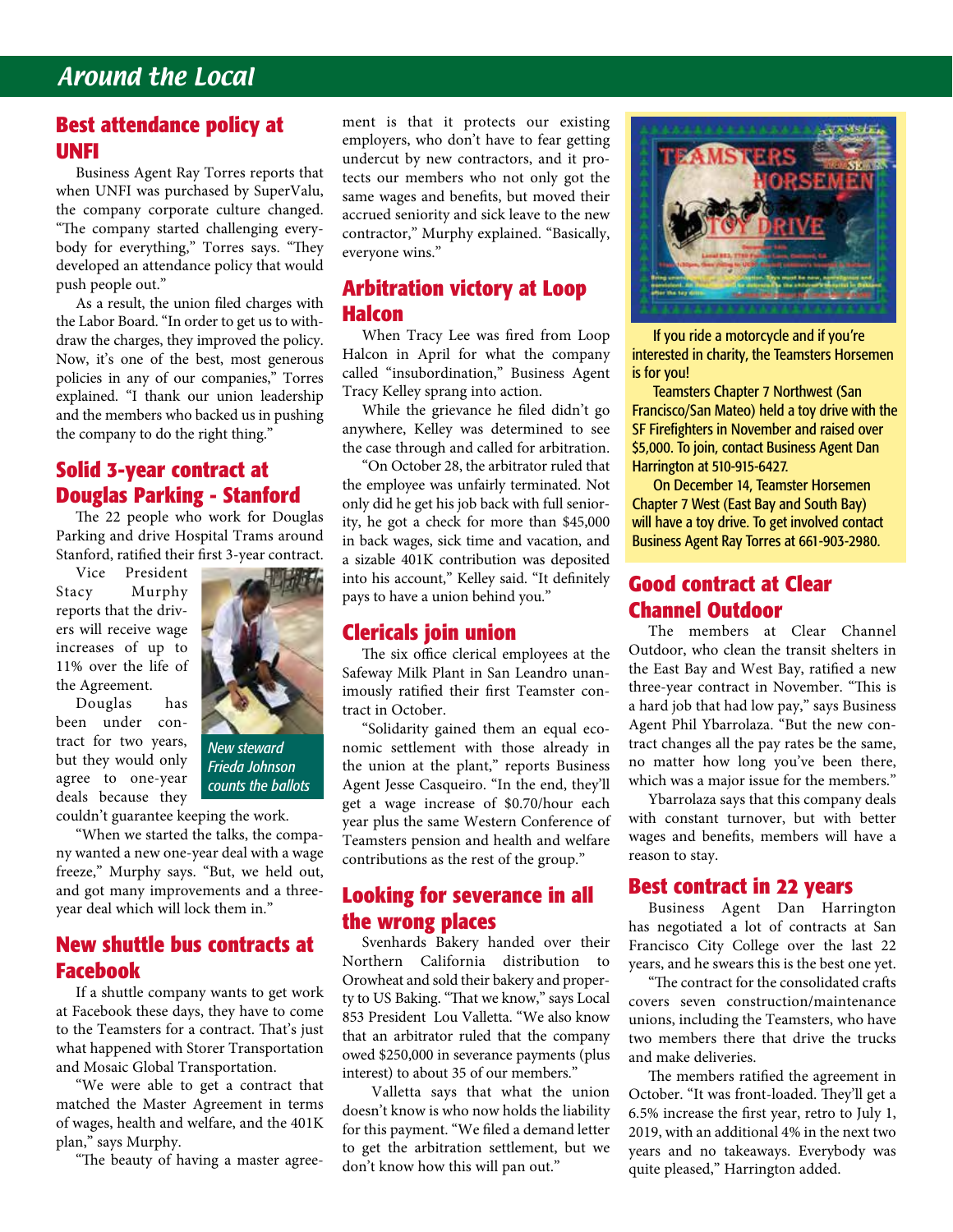# Around the Local

## Best attendance policy at UNFI

Business Agent Ray Torres reports that when UNFI was purchased by SuperValu, the company corporate culture changed. "The company started challenging everybody for everything," Torres says. "They developed an attendance policy that would push people out."

As a result, the union filed charges with the Labor Board. "In order to get us to withdraw the charges, they improved the policy. Now, it's one of the best, most generous policies in any of our companies," Torres explained. "I thank our union leadership and the members who backed us in pushing the company to do the right thing."

## Solid 3-year contract at Douglas Parking - Stanford

The 22 people who work for Douglas Parking and drive Hospital Trams around Stanford, ratified their first 3-year contract.

Vice President Stacy Murphy reports that the drivers will receive wage increases of up to 11% over the life of the Agreement.

*New steward Frieda Johnson counts the ballots*

Douglas has been under contract for two years, but they would only agree to one-year deals because they couldn't guarantee keeping the work.

"When we started the talks, the company wanted a new one-year deal with a wage freeze," Murphy says. "But, we held out, and got many improvements and a three-year deal which will lock them in."

## New shuttle bus contracts at Facebook

If a shuttle company wants to get work at Facebook these days, they have to come to the Teamsters for a contract. That's just what happened with Storer Transportation and Mosaic Global Transportation.

"We were able to get a contract that matched the Master Agreement in terms of wages, health and welfare, and the 401K plan," says Murphy.

"The beauty of having a master agreement is that it protects our existing employers, who don't have to fear getting undercut by new contractors, and it protects our members who not only got the same wages and benefits, but moved their accrued seniority and sick leave to the new contractor," Murphy explained. "Basically, everyone wins."

## Arbitration victory at Loop Halcon

When Tracy Lee was fired from Loop Halcon in April for what the company called "insubordination," Business Agent Tracy Kelley sprang into action.

While the grievance he filed didn't go anywhere, Kelley was determined to see the case through and called for arbitration.

"On October 28, the arbitrator ruled that the employee was unfairly terminated. Not only did he get his job back with full seniority, he got a check for more than $45,000 in back wages, sick time and vacation, and a sizable 401K contribution was deposited into his account," Kelley said. "It definitely pays to have a union behind you."

## Clericals join union

The six office clerical employees at the Safeway Milk Plant in San Leandro unanimously ratified their first Teamster contract in October.

"Solidarity gained them an equal economic settlement with those already in the union at the plant," reports Business Agent Jesse Casqueiro. "In the end, they'll get a wage increase of $0.70/hour each year plus the same Western Conference of Teamsters pension and health and welfare contributions as the rest of the group."

## Looking for severance in all the wrong places

Svenhards Bakery handed over their Northern California distribution to Orowheat and sold their bakery and property to US Baking. "That we know," says Local 853 President Lou Valletta. "We also know that an arbitrator ruled that the company owed $250,000 in severance payments (plus interest) to about 35 of our members."

Valletta says that what the union doesn't know is who now holds the liability for this payment. "We filed a demand letter to get the arbitration settlement, but we don't know how this will pan out."

If you ride a motorcycle and if you're interested in charity, the Teamsters Horsemen is for you!

Teamsters Chapter 7 Northwest (San Francisco/San Mateo) held a toy drive with the SF Firefighters in November and raised over $5,000. To join, contact Business Agent Dan Harrington at 510-915-6427.

On December 14, Teamster Horsemen Chapter 7 West (East Bay and South Bay) will have a toy drive. To get involved contact Business Agent Ray Torres at 661-903-2980.

## Good contract at Clear Channel Outdoor

The members at Clear Channel Outdoor, who clean the transit shelters in the East Bay and West Bay, ratified a new three-year contract in November. "This is a hard job that had low pay," says Business Agent Phil Ybarrolaza. "But the new contract changes all the pay rates be the same, no matter how long you've been there, which was a major issue for the members."

Ybarrolaza says that this company deals with constant turnover, but with better wages and benefits, members will have a reason to stay.

## Best contract in 22 years

Business Agent Dan Harrington has negotiated a lot of contracts at San Francisco City College over the last 22 years, and he swears this is the best one yet.

"The contract for the consolidated crafts covers seven construction/maintenance unions, including the Teamsters, who have two members there that drive the trucks and make deliveries.

The members ratified the agreement in October. "It was front-loaded. They'll get a 6.5% increase the first year, retro to July 1, 2019, with an additional 4% in the next two years and no takeaways. Everybody was quite pleased," Harrington added.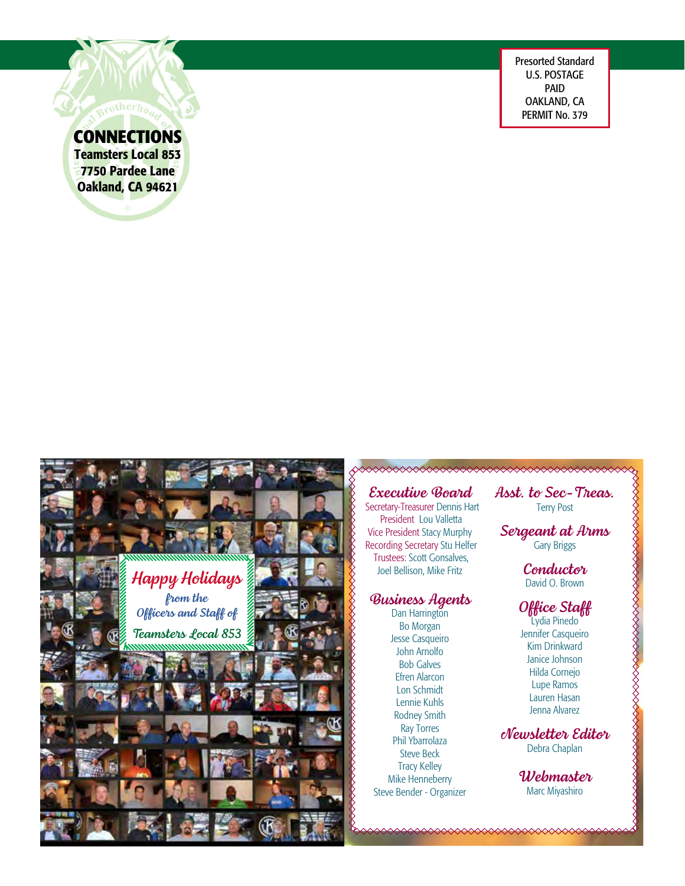**CONNECTIONS**
**Teamsters Local 853**
**7750 Pardee Lane**
**Oakland, CA 94621**

Presorted Standard
U.S. POSTAGE
PAID
OAKLAND, CA
PERMIT No. 379

## Happy Holidays

*from the Officers and Staff of Teamsters Local 853*

### Executive Board

Secretary-Treasurer Dennis Hart
President Lou Valletta
Vice President Stacy Murphy
Recording Secretary Stu Helfer
Trustees: Scott Gonsalves, Joel Bellison, Mike Fritz

### Business Agents

Dan Harrington
Bo Morgan
Jesse Casqueiro
John Arnolfo
Bob Galves
Efren Alarcon
Lon Schmidt
Lennie Kuhls
Rodney Smith
Ray Torres
Phil Ybarrolaza
Steve Beck
Tracy Kelley
Mike Henneberry
Steve Bender - Organizer

### Asst. to Sec-Treas.

Terry Post

### Sergeant at Arms

Gary Briggs

### Conductor

David O. Brown

### Office Staff

Lydia Pinedo
Jennifer Casqueiro
Kim Drinkward
Janice Johnson
Hilda Cornejo
Lupe Ramos
Lauren Hasan
Jenna Alvarez

### Newsletter Editor

Debra Chaplan

### Webmaster

Marc Miyashiro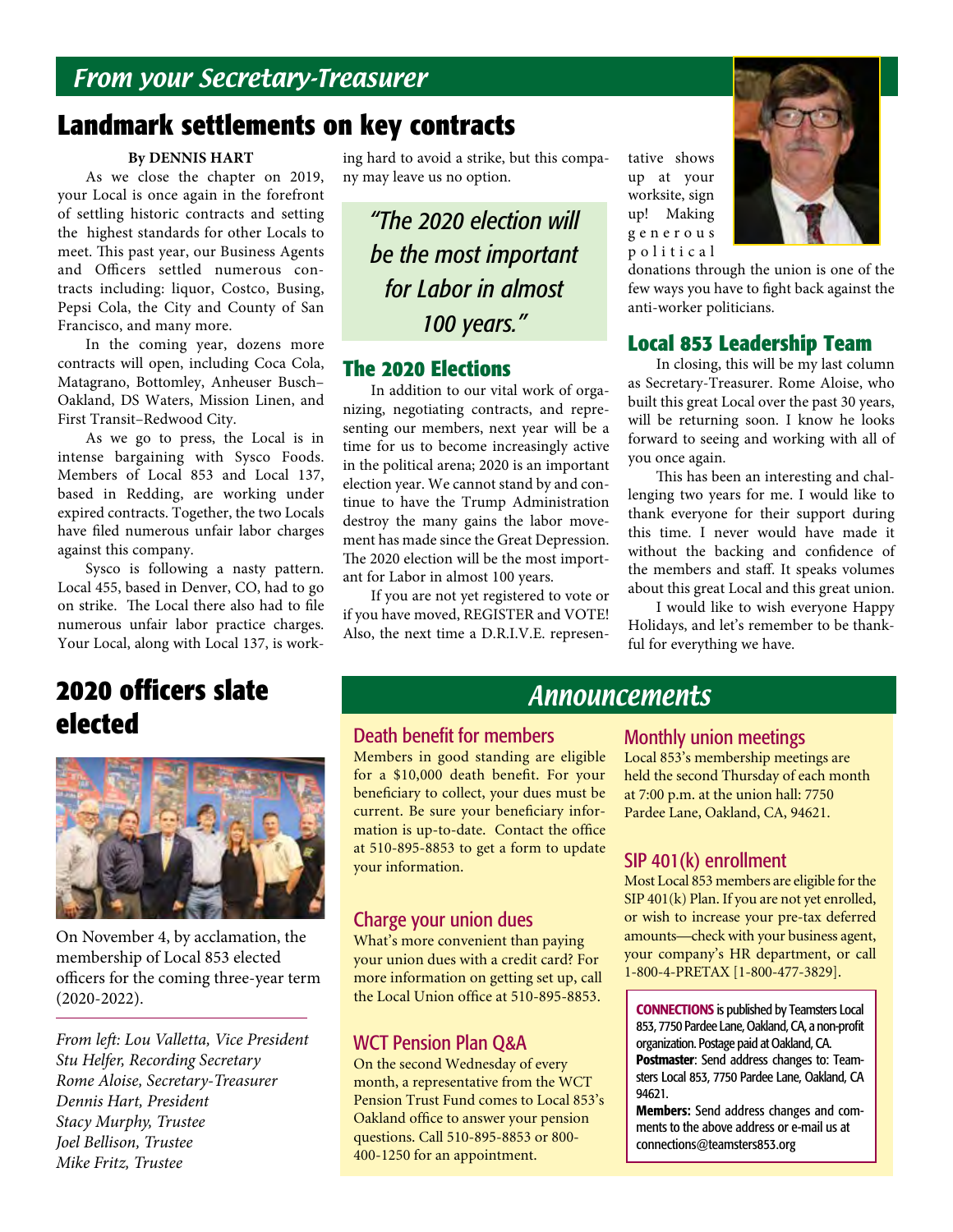## *From your Secretary-Treasurer*

# Landmark settlements on key contracts

**By DENNIS HART**

As we close the chapter on 2019, your Local is once again in the forefront of settling historic contracts and setting the highest standards for other Locals to meet. This past year, our Business Agents and Officers settled numerous contracts including: liquor, Costco, Busing, Pepsi Cola, the City and County of San Francisco, and many more.

In the coming year, dozens more contracts will open, including Coca Cola, Matagrano, Bottomley, Anheuser Busch–Oakland, DS Waters, Mission Linen, and First Transit–Redwood City.

As we go to press, the Local is in intense bargaining with Sysco Foods. Members of Local 853 and Local 137, based in Redding, are working under expired contracts. Together, the two Locals have filed numerous unfair labor charges against this company.

Sysco is following a nasty pattern. Local 455, based in Denver, CO, had to go on strike. The Local there also had to file numerous unfair labor practice charges. Your Local, along with Local 137, is working hard to avoid a strike, but this company may leave us no option.

> *"The 2020 election will be the most important for Labor in almost 100 years."*

## The 2020 Elections

In addition to our vital work of organizing, negotiating contracts, and representing our members, next year will be a time for us to become increasingly active in the political arena; 2020 is an important election year. We cannot stand by and continue to have the Trump Administration destroy the many gains the labor movement has made since the Great Depression. The 2020 election will be the most important for Labor in almost 100 years.

If you are not yet registered to vote or if you have moved, REGISTER and VOTE! Also, the next time a D.R.I.V.E. representative shows up at your worksite, sign up! Making generous political donations through the union is one of the few ways you have to fight back against the anti-worker politicians.

## Local 853 Leadership Team

In closing, this will be my last column as Secretary-Treasurer. Rome Aloise, who built this great Local over the past 30 years, will be returning soon. I know he looks forward to seeing and working with all of you once again.

This has been an interesting and challenging two years for me. I would like to thank everyone for their support during this time. I never would have made it without the backing and confidence of the members and staff. It speaks volumes about this great Local and this great union.

I would like to wish everyone Happy Holidays, and let's remember to be thankful for everything we have.

# 2020 officers slate elected

On November 4, by acclamation, the membership of Local 853 elected officers for the coming three-year term (2020-2022).

*From left: Lou Valletta, Vice President*
*Stu Helfer, Recording Secretary*
*Rome Aloise, Secretary-Treasurer*
*Dennis Hart, President*
*Stacy Murphy, Trustee*
*Joel Bellison, Trustee*
*Mike Fritz, Trustee*

# *Announcements*

### Death benefit for members

Members in good standing are eligible for a $10,000 death benefit. For your beneficiary to collect, your dues must be current. Be sure your beneficiary information is up-to-date. Contact the office at 510-895-8853 to get a form to update your information.

### Charge your union dues

What's more convenient than paying your union dues with a credit card? For more information on getting set up, call the Local Union office at 510-895-8853.

### WCT Pension Plan Q&A

On the second Wednesday of every month, a representative from the WCT Pension Trust Fund comes to Local 853's Oakland office to answer your pension questions. Call 510-895-8853 or 800-400-1250 for an appointment.

### Monthly union meetings

Local 853's membership meetings are held the second Thursday of each month at 7:00 p.m. at the union hall: 7750 Pardee Lane, Oakland, CA, 94621.

### SIP 401(k) enrollment

Most Local 853 members are eligible for the SIP 401(k) Plan. If you are not yet enrolled, or wish to increase your pre-tax deferred amounts—check with your business agent, your company's HR department, or call 1-800-4-PRETAX [1-800-477-3829].

**CONNECTIONS** is published by Teamsters Local 853, 7750 Pardee Lane, Oakland, CA, a non-profit organization. Postage paid at Oakland, CA.
**Postmaster**: Send address changes to: Teamsters Local 853, 7750 Pardee Lane, Oakland, CA 94621.
**Members:** Send address changes and comments to the above address or e-mail us at connections@teamsters853.org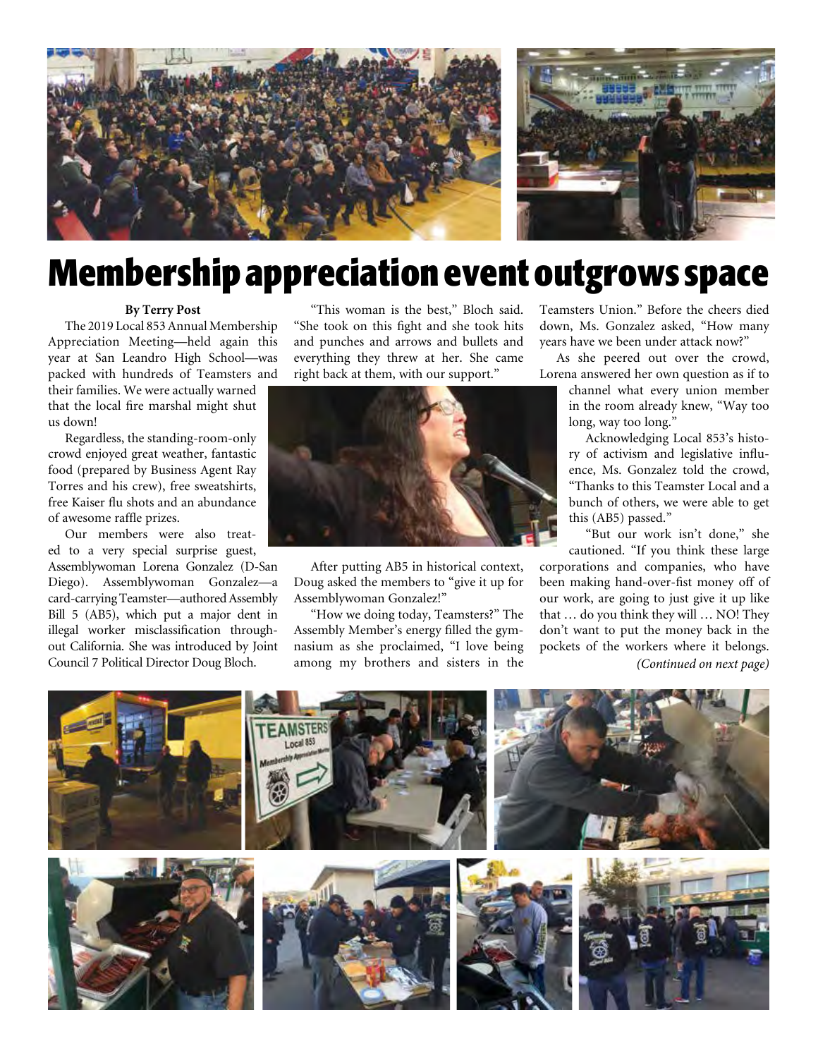# Membership appreciation event outgrows space

**By Terry Post**

The 2019 Local 853 Annual Membership Appreciation Meeting—held again this year at San Leandro High School—was packed with hundreds of Teamsters and their families. We were actually warned that the local fire marshal might shut us down!

Regardless, the standing-room-only crowd enjoyed great weather, fantastic food (prepared by Business Agent Ray Torres and his crew), free sweatshirts, free Kaiser flu shots and an abundance of awesome raffle prizes.

Our members were also treated to a very special surprise guest, Assemblywoman Lorena Gonzalez (D-San Diego). Assemblywoman Gonzalez—a card-carrying Teamster—authored Assembly Bill 5 (AB5), which put a major dent in illegal worker misclassification throughout California. She was introduced by Joint Council 7 Political Director Doug Bloch.

"This woman is the best," Bloch said. "She took on this fight and she took hits and punches and arrows and bullets and everything they threw at her. She came right back at them, with our support."

After putting AB5 in historical context, Doug asked the members to "give it up for Assemblywoman Gonzalez!"

"How we doing today, Teamsters?" The Assembly Member's energy filled the gymnasium as she proclaimed, "I love being among my brothers and sisters in the Teamsters Union." Before the cheers died down, Ms. Gonzalez asked, "How many years have we been under attack now?"

As she peered out over the crowd, Lorena answered her own question as if to channel what every union member in the room already knew, "Way too long, way too long."

Acknowledging Local 853's history of activism and legislative influence, Ms. Gonzalez told the crowd, "Thanks to this Teamster Local and a bunch of others, we were able to get this (AB5) passed."

"But our work isn't done," she cautioned. "If you think these large corporations and companies, who have been making hand-over-fist money off of our work, are going to just give it up like that … do you think they will … NO! They don't want to put the money back in the pockets of the workers where it belongs.

*(Continued on next page)*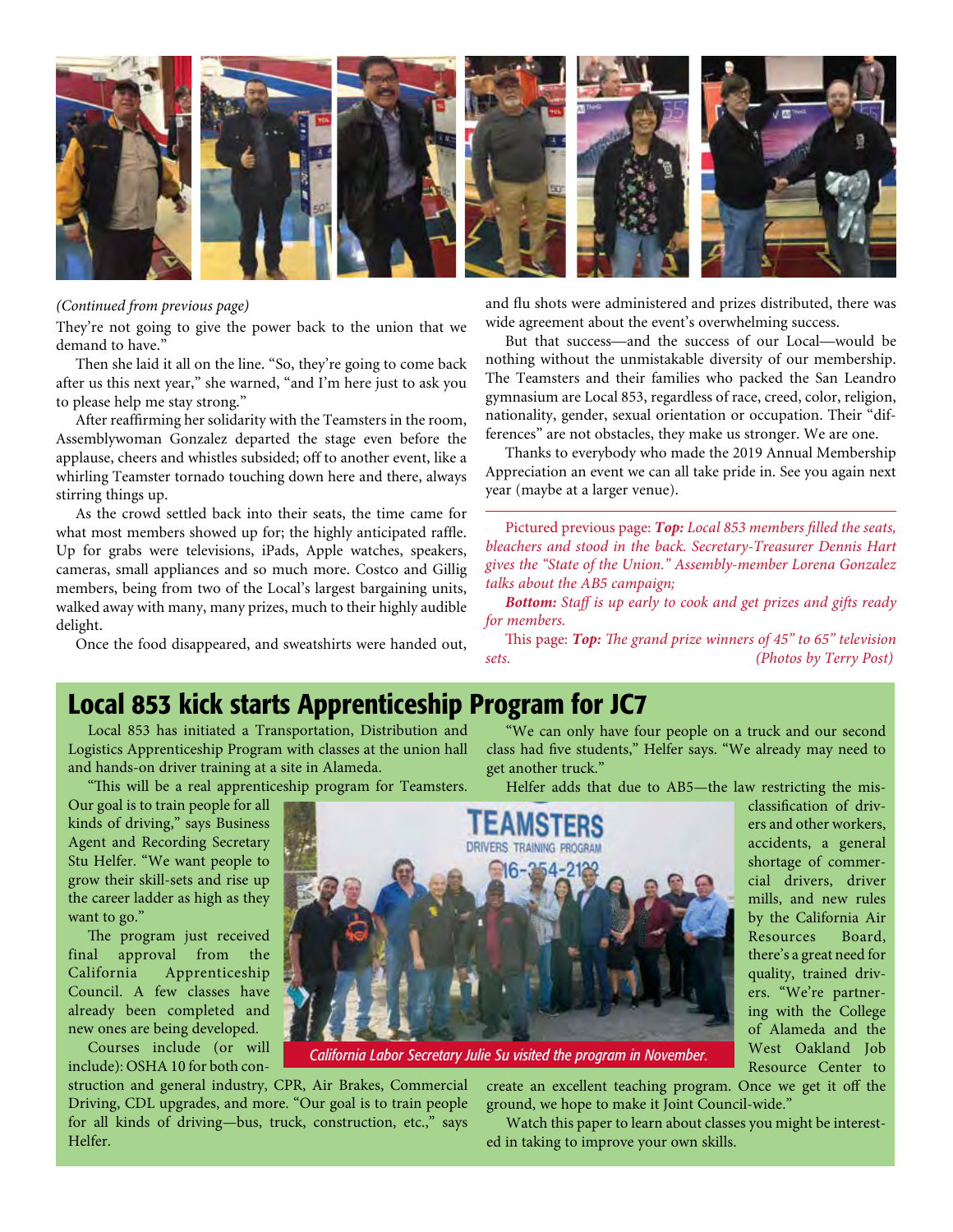*(Continued from previous page)*

They're not going to give the power back to the union that we demand to have."

Then she laid it all on the line. "So, they're going to come back after us this next year," she warned, "and I'm here just to ask you to please help me stay strong."

After reaffirming her solidarity with the Teamsters in the room, Assemblywoman Gonzalez departed the stage even before the applause, cheers and whistles subsided; off to another event, like a whirling Teamster tornado touching down here and there, always stirring things up.

As the crowd settled back into their seats, the time came for what most members showed up for; the highly anticipated raffle. Up for grabs were televisions, iPads, Apple watches, speakers, cameras, small appliances and so much more. Costco and Gillig members, being from two of the Local's largest bargaining units, walked away with many, many prizes, much to their highly audible delight.

Once the food disappeared, and sweatshirts were handed out, and flu shots were administered and prizes distributed, there was wide agreement about the event's overwhelming success.

But that success—and the success of our Local—would be nothing without the unmistakable diversity of our membership. The Teamsters and their families who packed the San Leandro gymnasium are Local 853, regardless of race, creed, color, religion, nationality, gender, sexual orientation or occupation. Their "differences" are not obstacles, they make us stronger. We are one.

Thanks to everybody who made the 2019 Annual Membership Appreciation an event we can all take pride in. See you again next year (maybe at a larger venue).

Pictured previous page: ***Top:*** *Local 853 members filled the seats, bleachers and stood in the back. Secretary-Treasurer Dennis Hart gives the "State of the Union." Assembly-member Lorena Gonzalez talks about the AB5 campaign;*

***Bottom:*** *Staff is up early to cook and get prizes and gifts ready for members.*

This page: ***Top:*** *The grand prize winners of 45" to 65" television sets.* *(Photos by Terry Post)*

## Local 853 kick starts Apprenticeship Program for JC7

Local 853 has initiated a Transportation, Distribution and Logistics Apprenticeship Program with classes at the union hall and hands-on driver training at a site in Alameda.

"This will be a real apprenticeship program for Teamsters. Our goal is to train people for all kinds of driving," says Business Agent and Recording Secretary Stu Helfer. "We want people to grow their skill-sets and rise up the career ladder as high as they want to go."

The program just received final approval from the California Apprenticeship Council. A few classes have already been completed and new ones are being developed.

Courses include (or will include): OSHA 10 for both construction and general industry, CPR, Air Brakes, Commercial Driving, CDL upgrades, and more. "Our goal is to train people for all kinds of driving—bus, truck, construction, etc.," says Helfer.

*California Labor Secretary Julie Su visited the program in November.*

"We can only have four people on a truck and our second class had five students," Helfer says. "We already may need to get another truck."

Helfer adds that due to AB5—the law restricting the misclassification of drivers and other workers, accidents, a general shortage of commercial drivers, driver mills, and new rules by the California Air Resources Board, there's a great need for quality, trained drivers. "We're partnering with the College of Alameda and the West Oakland Job Resource Center to create an excellent teaching program. Once we get it off the ground, we hope to make it Joint Council-wide."

Watch this paper to learn about classes you might be interested in taking to improve your own skills.